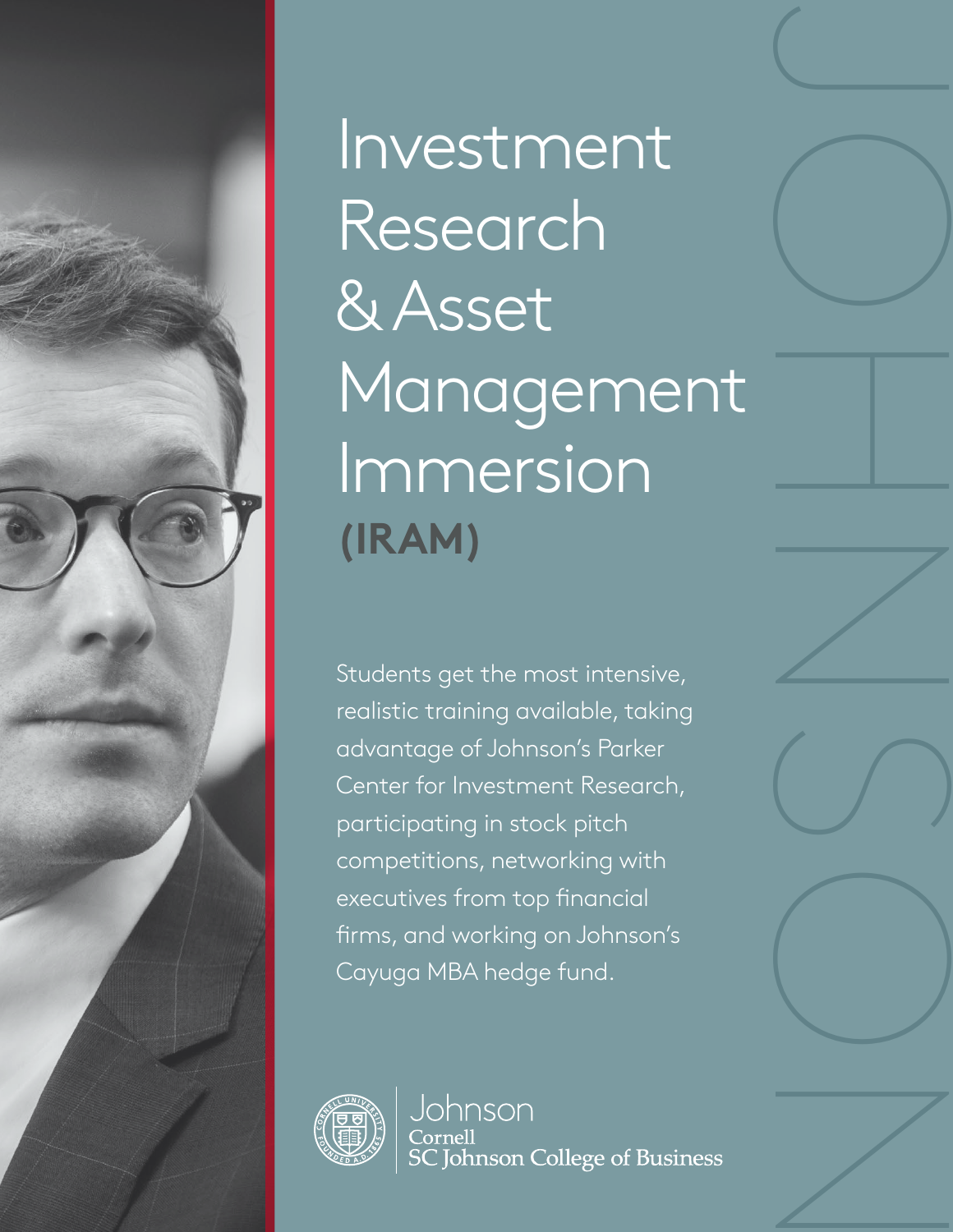# Investment Research & Asset Management Immersion (IRAM)

Students get the most intensive, realistic training available, taking advantage of Johnson's Parker Center for Investment Research, participating in stock pitch competitions, networking with executives from top financial firms, and working on Johnson's Cayuga MBA hedge fund.

Johnson
Cornell
SC Johnson College of Business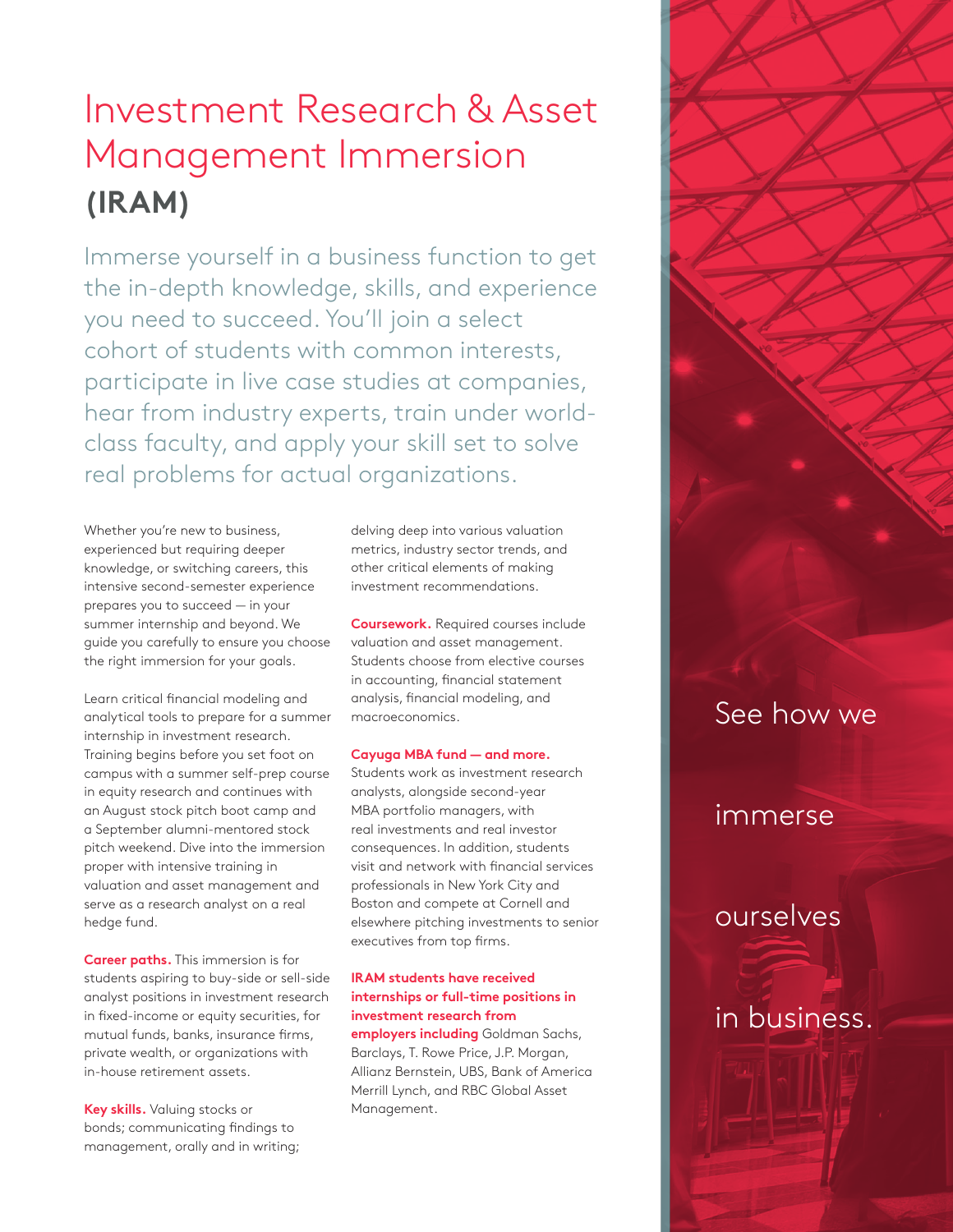# Investment Research & Asset Management Immersion **(IRAM)**

Immerse yourself in a business function to get the in-depth knowledge, skills, and experience you need to succeed. You'll join a select cohort of students with common interests, participate in live case studies at companies, hear from industry experts, train under world-class faculty, and apply your skill set to solve real problems for actual organizations.

Whether you're new to business, experienced but requiring deeper knowledge, or switching careers, this intensive second-semester experience prepares you to succeed — in your summer internship and beyond. We guide you carefully to ensure you choose the right immersion for your goals.

Learn critical financial modeling and analytical tools to prepare for a summer internship in investment research. Training begins before you set foot on campus with a summer self-prep course in equity research and continues with an August stock pitch boot camp and a September alumni-mentored stock pitch weekend. Dive into the immersion proper with intensive training in valuation and asset management and serve as a research analyst on a real hedge fund.

**Career paths.** This immersion is for students aspiring to buy-side or sell-side analyst positions in investment research in fixed-income or equity securities, for mutual funds, banks, insurance firms, private wealth, or organizations with in-house retirement assets.

**Key skills.** Valuing stocks or bonds; communicating findings to management, orally and in writing; delving deep into various valuation metrics, industry sector trends, and other critical elements of making investment recommendations.

**Coursework.** Required courses include valuation and asset management. Students choose from elective courses in accounting, financial statement analysis, financial modeling, and macroeconomics.

**Cayuga MBA fund — and more.** Students work as investment research analysts, alongside second-year MBA portfolio managers, with real investments and real investor consequences. In addition, students visit and network with financial services professionals in New York City and Boston and compete at Cornell and elsewhere pitching investments to senior executives from top firms.

**IRAM students have received internships or full-time positions in investment research from employers including** Goldman Sachs, Barclays, T. Rowe Price, J.P. Morgan, Allianz Bernstein, UBS, Bank of America Merrill Lynch, and RBC Global Asset Management.

See how we immerse ourselves in business.